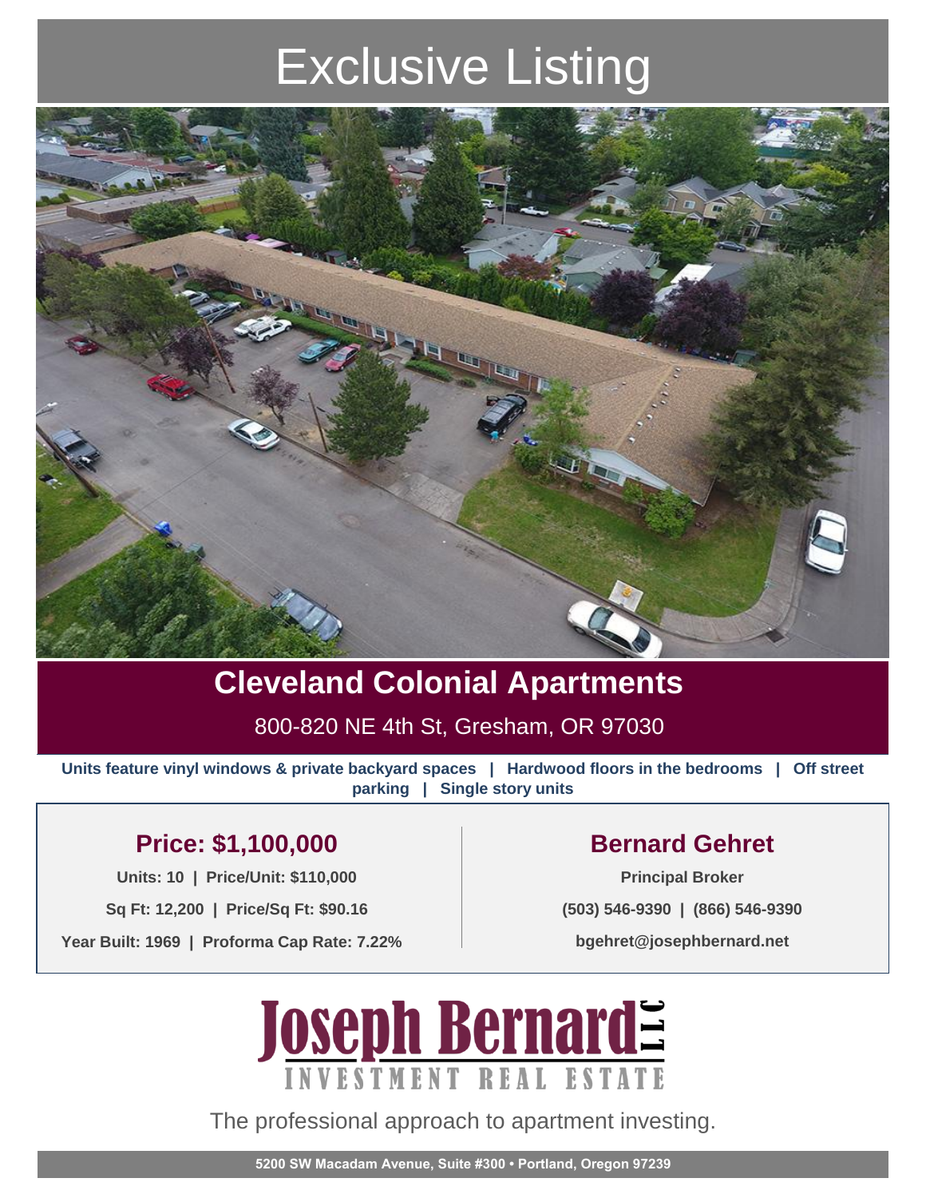# Exclusive Listing

## Cleveland Colonial Apartments

800-820 NE 4th St, Gresham, OR 97030

**Units feature vinyl windows & private backyard spaces | Hardwood floors in the bedrooms | Off street parking | Single story units**

### Price: $1,100,000

**Units: 10 | Price/Unit: $110,000**

**Sq Ft: 12,200 | Price/Sq Ft: $90.16**

**Year Built: 1969 | Proforma Cap Rate: 7.22%**

### Bernard Gehret

**Principal Broker**

**(503) 546-9390 | (866) 546-9390**

**bgehret@josephbernard.net**

# Joseph Bernard LLC

INVESTMENT REAL ESTATE

The professional approach to apartment investing.

**5200 SW Macadam Avenue, Suite #300 • Portland, Oregon 97239**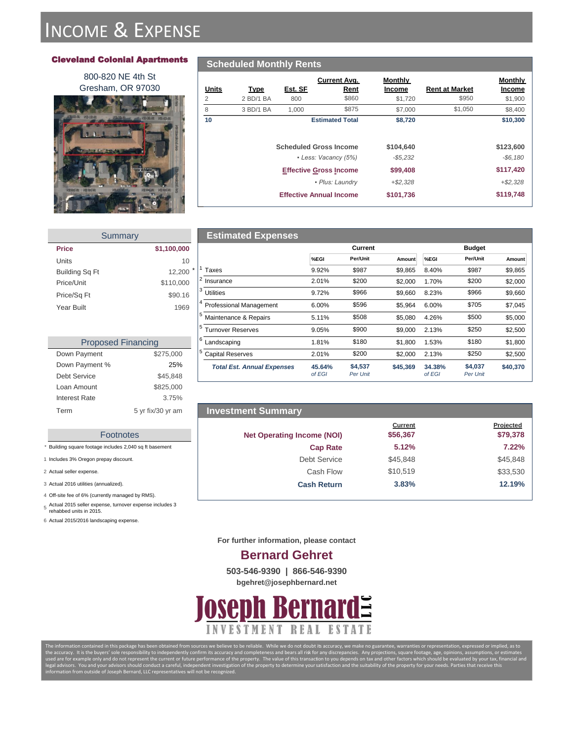# Income & Expense

**Cleveland Colonial Apartments**

800-820 NE 4th St
Gresham, OR 97030

## Scheduled Monthly Rents

| Units | Type | Est. SF | Current Avg. Rent | Monthly Income | Rent at Market | Monthly Income |
|---|---|---|---|---|---|---|
| 2 | 2 BD/1 BA | 800 | $860 | $1,720 | $950 | $1,900 |
| 8 | 3 BD/1 BA | 1,000 | $875 | $7,000 | $1,050 | $8,400 |
| **10** | | | **Estimated Total** | **$8,720** | | **$10,300** |

| | Current | Market |
|---|---|---|
| **Scheduled Gross Income** | **$104,640** | **$123,600** |
| *• Less: Vacancy (5%)* | *-$5,232* | *-$6,180* |
| **Effective Gross Income** | **$99,408** | **$117,420** |
| *• Plus: Laundry* | *+$2,328* | *+$2,328* |
| **Effective Annual Income** | **$101,736** | **$119,748** |

## Summary

| | |
|---|---|
| **Price** | **$1,100,000** |
| Units | 10 |
| Building Sq Ft | 12,200 * |
| Price/Unit | $110,000 |
| Price/Sq Ft | $90.16 |
| Year Built | 1969 |

## Estimated Expenses

| | Current | | | Budget | | |
|---|---|---|---|---|---|---|
| | %EGI | Per/Unit | Amount | %EGI | Per/Unit | Amount |
| [1] Taxes | 9.92% | $987 | $9,865 | 8.40% | $987 | $9,865 |
| [2] Insurance | 2.01% | $200 | $2,000 | 1.70% | $200 | $2,000 |
| [3] Utilities | 9.72% | $966 | $9,660 | 8.23% | $966 | $9,660 |
| [4] Professional Management | 6.00% | $596 | $5,964 | 6.00% | $705 | $7,045 |
| [5] Maintenance & Repairs | 5.11% | $508 | $5,080 | 4.26% | $500 | $5,000 |
| [5] Turnover Reserves | 9.05% | $900 | $9,000 | 2.13% | $250 | $2,500 |
| [6] Landscaping | 1.81% | $180 | $1,800 | 1.53% | $180 | $1,800 |
| [5] Capital Reserves | 2.01% | $200 | $2,000 | 2.13% | $250 | $2,500 |
| ***Total Est. Annual Expenses*** | **45.64%** *of EGI* | **$4,537** *Per Unit* | **$45,369** | **34.38%** *of EGI* | **$4,037** *Per Unit* | **$40,370** |

## Proposed Financing

| | |
|---|---|
| Down Payment | $275,000 |
| Down Payment % | 25% |
| Debt Service | $45,848 |
| Loan Amount | $825,000 |
| Interest Rate | 3.75% |
| Term | 5 yr fix/30 yr am |

## Investment Summary

| | Current | Projected |
|---|---|---|
| **Net Operating Income (NOI)** | **$56,367** | **$79,378** |
| **Cap Rate** | **5.12%** | **7.22%** |
| Debt Service | $45,848 | $45,848 |
| Cash Flow | $10,519 | $33,530 |
| **Cash Return** | **3.83%** | **12.19%** |

## Footnotes

\* Building square footage includes 2,040 sq ft basement

1 Includes 3% Oregon prepay discount.

2 Actual seller expense.

3 Actual 2016 utilities (annualized).

4 Off-site fee of 6% (currently managed by RMS).

5 Actual 2015 seller expense, turnover expense includes 3 rehabbed units in 2015.

6 Actual 2015/2016 landscaping expense.

**For further information, please contact**

**Bernard Gehret**

**503-546-9390 | 866-546-9390**

**bgehret@josephbernard.net**

**Joseph Bernard LLC**
INVESTMENT REAL ESTATE

The information contained in this package has been obtained from sources we believe to be reliable. While we do not doubt its accuracy, we make no guarantee, warranties or representation, expressed or implied, as to the accuracy. It is the buyers' sole responsibility to independently confirm its accuracy and completeness and bears all risk for any discrepancies. Any projections, square footage, age, opinions, assumptions, or estimates used are for example only and do not represent the current or future performance of the property. The value of this transaction to you depends on tax and other factors which should be evaluated by your tax, financial and legal advisors. You and your advisors should conduct a careful, independent investigation of the property to determine your satisfaction and the suitability of the property for your needs. Parties that receive this information from outside of Joseph Bernard, LLC representatives will not be recognized.